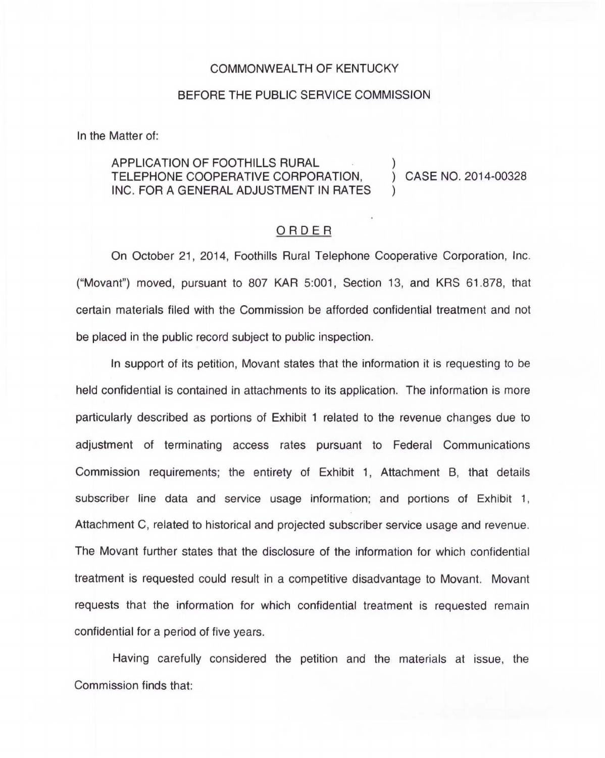COMMONWEALTH OF KENTUCKY

BEFORE THE PUBLIC SERVICE COMMISSION

In the Matter of:

| | | |
|---|---|---|
| APPLICATION OF FOOTHILLS RURAL TELEPHONE COOPERATIVE CORPORATION, INC. FOR A GENERAL ADJUSTMENT IN RATES | ) ) ) | CASE NO. 2014-00328 |

## ORDER

On October 21, 2014, Foothills Rural Telephone Cooperative Corporation, Inc. ("Movant") moved, pursuant to 807 KAR 5:001, Section 13, and KRS 61.878, that certain materials filed with the Commission be afforded confidential treatment and not be placed in the public record subject to public inspection.

In support of its petition, Movant states that the information it is requesting to be held confidential is contained in attachments to its application. The information is more particularly described as portions of Exhibit 1 related to the revenue changes due to adjustment of terminating access rates pursuant to Federal Communications Commission requirements; the entirety of Exhibit 1, Attachment B, that details subscriber line data and service usage information; and portions of Exhibit 1, Attachment C, related to historical and projected subscriber service usage and revenue. The Movant further states that the disclosure of the information for which confidential treatment is requested could result in a competitive disadvantage to Movant. Movant requests that the information for which confidential treatment is requested remain confidential for a period of five years.

Having carefully considered the petition and the materials at issue, the Commission finds that: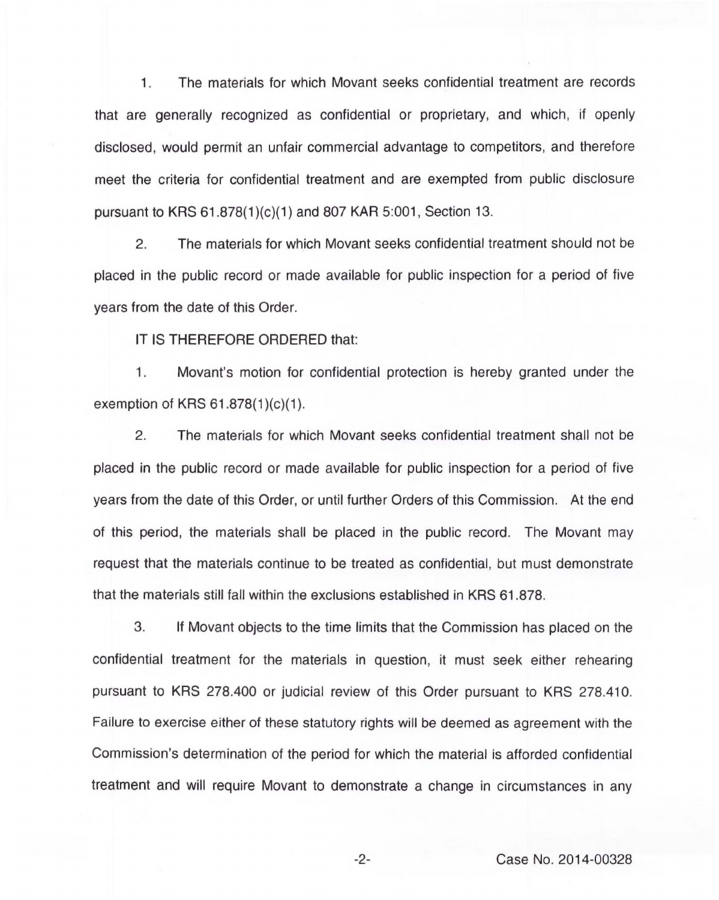1. The materials for which Movant seeks confidential treatment are records that are generally recognized as confidential or proprietary, and which, if openly disclosed, would permit an unfair commercial advantage to competitors, and therefore meet the criteria for confidential treatment and are exempted from public disclosure pursuant to KRS 61.878(1)(c)(1) and 807 KAR 5:001, Section 13.

2. The materials for which Movant seeks confidential treatment should not be placed in the public record or made available for public inspection for a period of five years from the date of this Order.

IT IS THEREFORE ORDERED that:

1. Movant's motion for confidential protection is hereby granted under the exemption of KRS 61.878(1)(c)(1).

2. The materials for which Movant seeks confidential treatment shall not be placed in the public record or made available for public inspection for a period of five years from the date of this Order, or until further Orders of this Commission. At the end of this period, the materials shall be placed in the public record. The Movant may request that the materials continue to be treated as confidential, but must demonstrate that the materials still fall within the exclusions established in KRS 61.878.

3. If Movant objects to the time limits that the Commission has placed on the confidential treatment for the materials in question, it must seek either rehearing pursuant to KRS 278.400 or judicial review of this Order pursuant to KRS 278.410. Failure to exercise either of these statutory rights will be deemed as agreement with the Commission's determination of the period for which the material is afforded confidential treatment and will require Movant to demonstrate a change in circumstances in any

Case No. 2014-00328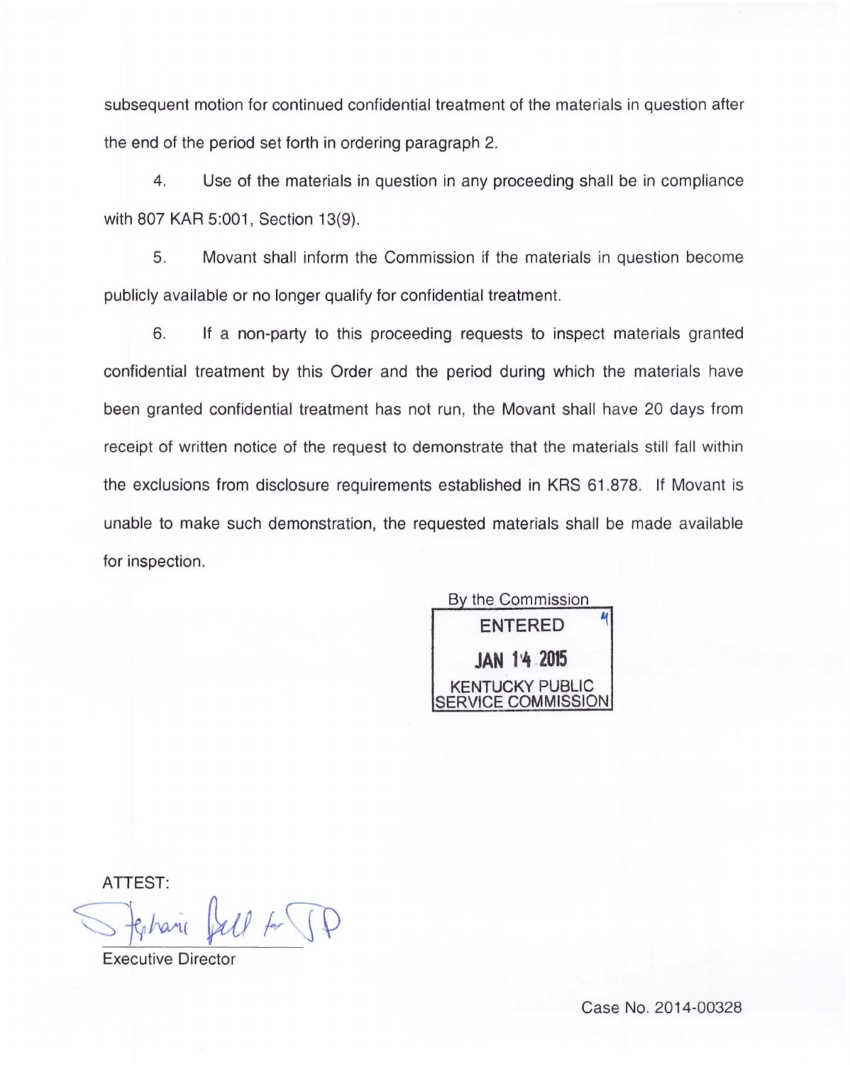subsequent motion for continued confidential treatment of the materials in question after the end of the period set forth in ordering paragraph 2.

4. Use of the materials in question in any proceeding shall be in compliance with 807 KAR 5:001, Section 13(9).

5. Movant shall inform the Commission if the materials in question become publicly available or no longer qualify for confidential treatment.

6. If a non-party to this proceeding requests to inspect materials granted confidential treatment by this Order and the period during which the materials have been granted confidential treatment has not run, the Movant shall have 20 days from receipt of written notice of the request to demonstrate that the materials still fall within the exclusions from disclosure requirements established in KRS 61.878. If Movant is unable to make such demonstration, the requested materials shall be made available for inspection.

By the Commission

ENTERED

JAN 14 2015

KENTUCKY PUBLIC SERVICE COMMISSION

ATTEST:

Stephanie Bell for JD

Executive Director

Case No. 2014-00328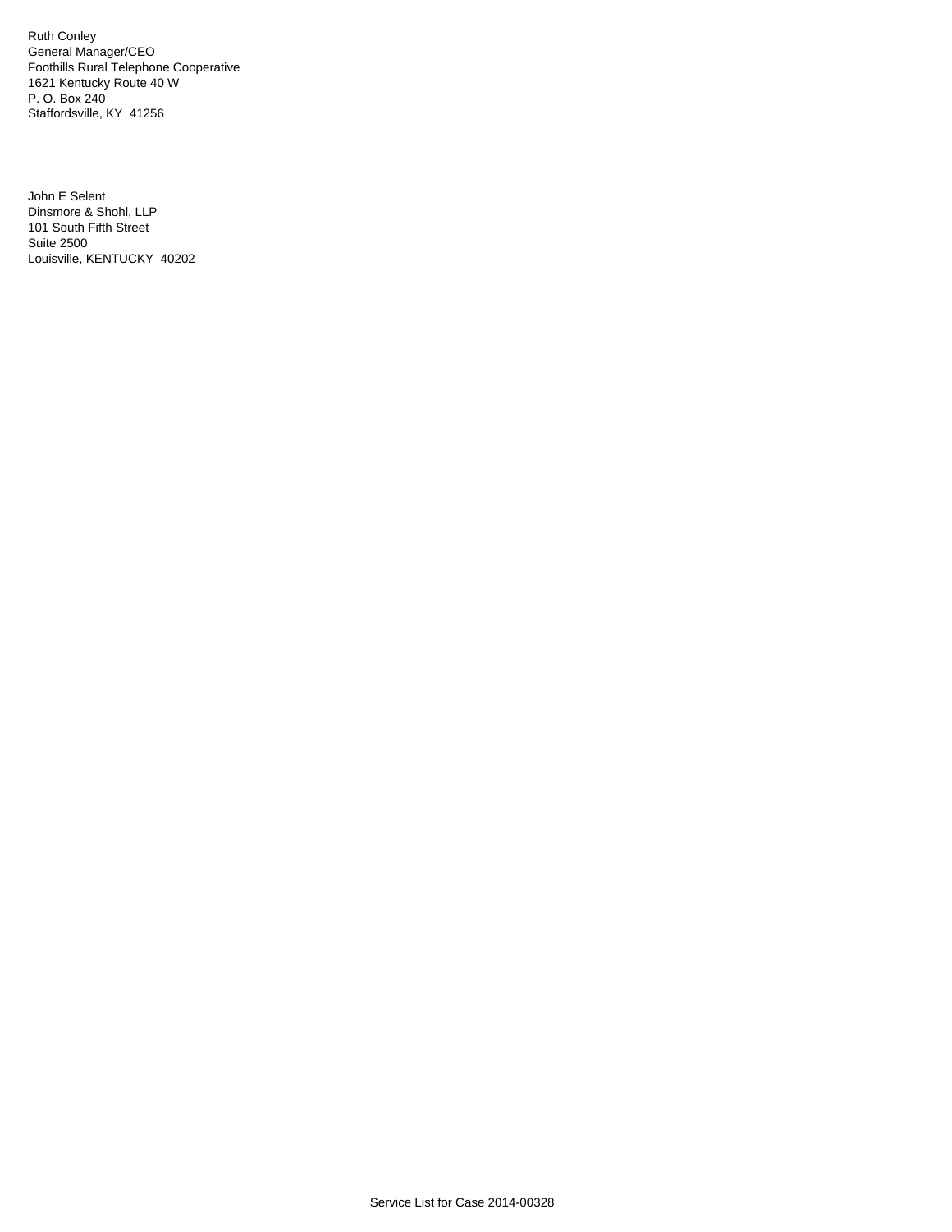Ruth Conley
General Manager/CEO
Foothills Rural Telephone Cooperative
1621 Kentucky Route 40 W
P. O. Box 240
Staffordsville, KY 41256

John E Selent
Dinsmore & Shohl, LLP
101 South Fifth Street
Suite 2500
Louisville, KENTUCKY 40202

Service List for Case 2014-00328